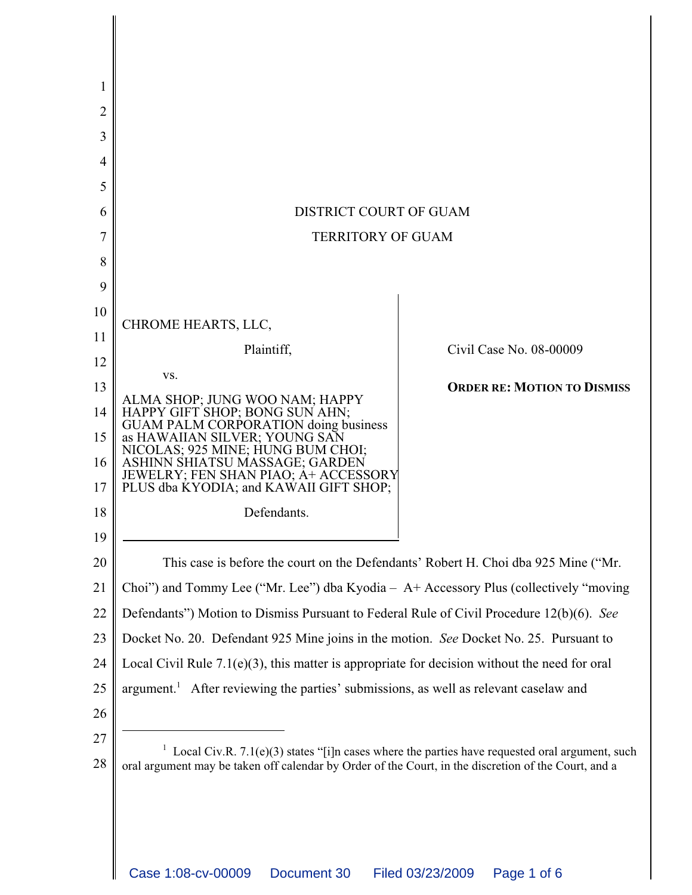DISTRICT COURT OF GUAM

TERRITORY OF GUAM

CHROME HEARTS, LLC,

Plaintiff,

vs.

ALMA SHOP; JUNG WOO NAM; HAPPY HAPPY GIFT SHOP; BONG SUN AHN; GUAM PALM CORPORATION doing business as HAWAIIAN SILVER; YOUNG SAN NICOLAS; 925 MINE; HUNG BUM CHOI; ASHINN SHIATSU MASSAGE; GARDEN JEWELRY; FEN SHAN PIAO; A+ ACCESSORY PLUS dba KYODIA; and KAWAII GIFT SHOP;

Defendants.

Civil Case No. 08-00009

**ORDER RE: MOTION TO DISMISS**

This case is before the court on the Defendants' Robert H. Choi dba 925 Mine ("Mr. Choi") and Tommy Lee ("Mr. Lee") dba Kyodia – A+ Accessory Plus (collectively "moving Defendants") Motion to Dismiss Pursuant to Federal Rule of Civil Procedure 12(b)(6). *See* Docket No. 20. Defendant 925 Mine joins in the motion. *See* Docket No. 25. Pursuant to Local Civil Rule 7.1(e)(3), this matter is appropriate for decision without the need for oral argument.[1] After reviewing the parties' submissions, as well as relevant caselaw and

[1] Local Civ.R. 7.1(e)(3) states "[i]n cases where the parties have requested oral argument, such oral argument may be taken off calendar by Order of the Court, in the discretion of the Court, and a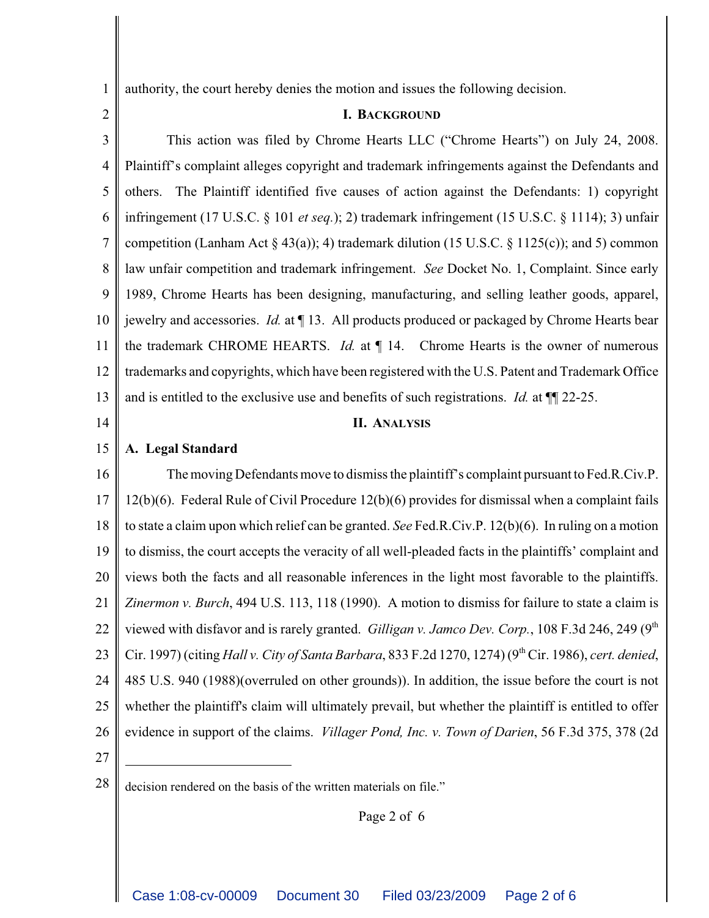authority, the court hereby denies the motion and issues the following decision.

## I. Background

This action was filed by Chrome Hearts LLC ("Chrome Hearts") on July 24, 2008. Plaintiff's complaint alleges copyright and trademark infringements against the Defendants and others. The Plaintiff identified five causes of action against the Defendants: 1) copyright infringement (17 U.S.C. § 101 *et seq.*); 2) trademark infringement (15 U.S.C. § 1114); 3) unfair competition (Lanham Act § 43(a)); 4) trademark dilution (15 U.S.C. § 1125(c)); and 5) common law unfair competition and trademark infringement. *See* Docket No. 1, Complaint. Since early 1989, Chrome Hearts has been designing, manufacturing, and selling leather goods, apparel, jewelry and accessories. *Id.* at ¶ 13. All products produced or packaged by Chrome Hearts bear the trademark CHROME HEARTS. *Id.* at ¶ 14. Chrome Hearts is the owner of numerous trademarks and copyrights, which have been registered with the U.S. Patent and Trademark Office and is entitled to the exclusive use and benefits of such registrations. *Id.* at ¶¶ 22-25.

## II. Analysis

### A. Legal Standard

The moving Defendants move to dismiss the plaintiff's complaint pursuant to Fed.R.Civ.P. 12(b)(6). Federal Rule of Civil Procedure 12(b)(6) provides for dismissal when a complaint fails to state a claim upon which relief can be granted. *See* Fed.R.Civ.P. 12(b)(6). In ruling on a motion to dismiss, the court accepts the veracity of all well-pleaded facts in the plaintiffs' complaint and views both the facts and all reasonable inferences in the light most favorable to the plaintiffs. *Zinermon v. Burch*, 494 U.S. 113, 118 (1990). A motion to dismiss for failure to state a claim is viewed with disfavor and is rarely granted. *Gilligan v. Jamco Dev. Corp.*, 108 F.3d 246, 249 (9th Cir. 1997) (citing *Hall v. City of Santa Barbara*, 833 F.2d 1270, 1274) (9th Cir. 1986), *cert. denied*, 485 U.S. 940 (1988)(overruled on other grounds)). In addition, the issue before the court is not whether the plaintiff's claim will ultimately prevail, but whether the plaintiff is entitled to offer evidence in support of the claims. *Villager Pond, Inc. v. Town of Darien*, 56 F.3d 375, 378 (2d

---

decision rendered on the basis of the written materials on file."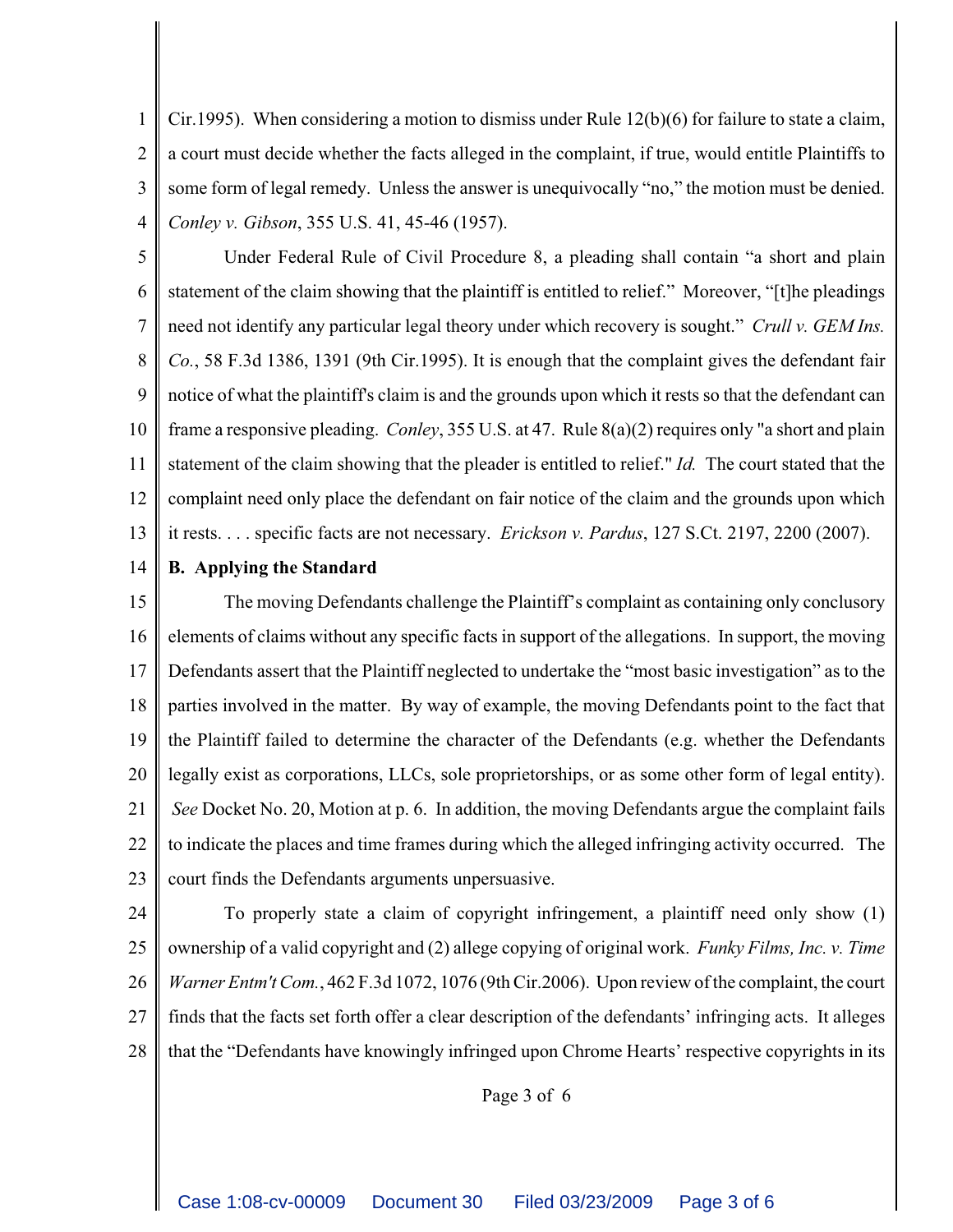Cir.1995). When considering a motion to dismiss under Rule 12(b)(6) for failure to state a claim, a court must decide whether the facts alleged in the complaint, if true, would entitle Plaintiffs to some form of legal remedy. Unless the answer is unequivocally "no," the motion must be denied. *Conley v. Gibson*, 355 U.S. 41, 45-46 (1957).

Under Federal Rule of Civil Procedure 8, a pleading shall contain "a short and plain statement of the claim showing that the plaintiff is entitled to relief." Moreover, "[t]he pleadings need not identify any particular legal theory under which recovery is sought." *Crull v. GEM Ins. Co.*, 58 F.3d 1386, 1391 (9th Cir.1995). It is enough that the complaint gives the defendant fair notice of what the plaintiff's claim is and the grounds upon which it rests so that the defendant can frame a responsive pleading. *Conley*, 355 U.S. at 47. Rule 8(a)(2) requires only "a short and plain statement of the claim showing that the pleader is entitled to relief." *Id.* The court stated that the complaint need only place the defendant on fair notice of the claim and the grounds upon which it rests. . . . specific facts are not necessary. *Erickson v. Pardus*, 127 S.Ct. 2197, 2200 (2007).

**B. Applying the Standard**

The moving Defendants challenge the Plaintiff's complaint as containing only conclusory elements of claims without any specific facts in support of the allegations. In support, the moving Defendants assert that the Plaintiff neglected to undertake the "most basic investigation" as to the parties involved in the matter. By way of example, the moving Defendants point to the fact that the Plaintiff failed to determine the character of the Defendants (e.g. whether the Defendants legally exist as corporations, LLCs, sole proprietorships, or as some other form of legal entity). *See* Docket No. 20, Motion at p. 6. In addition, the moving Defendants argue the complaint fails to indicate the places and time frames during which the alleged infringing activity occurred. The court finds the Defendants arguments unpersuasive.

To properly state a claim of copyright infringement, a plaintiff need only show (1) ownership of a valid copyright and (2) allege copying of original work. *Funky Films, Inc. v. Time Warner Entm't Com.*, 462 F.3d 1072, 1076 (9th Cir.2006). Upon review of the complaint, the court finds that the facts set forth offer a clear description of the defendants' infringing acts. It alleges that the "Defendants have knowingly infringed upon Chrome Hearts' respective copyrights in its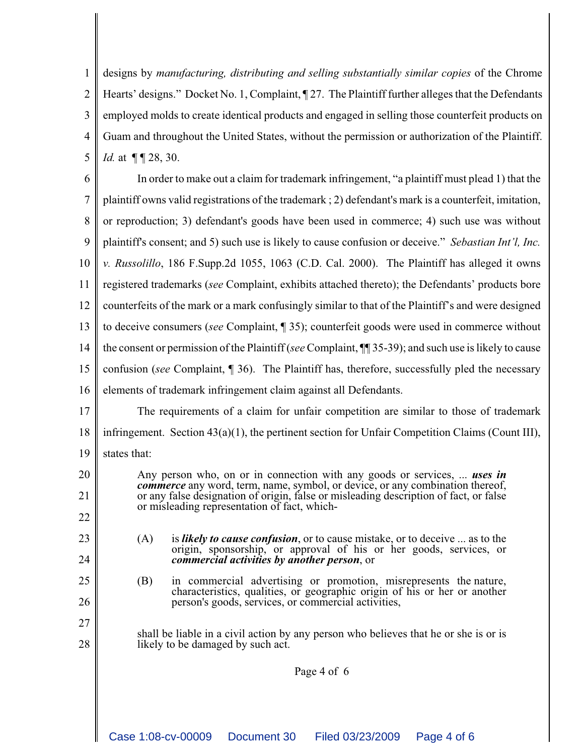designs by *manufacturing, distributing and selling substantially similar copies* of the Chrome Hearts' designs." Docket No. 1, Complaint, ¶ 27. The Plaintiff further alleges that the Defendants employed molds to create identical products and engaged in selling those counterfeit products on Guam and throughout the United States, without the permission or authorization of the Plaintiff. *Id.* at ¶ ¶ 28, 30.

In order to make out a claim for trademark infringement, "a plaintiff must plead 1) that the plaintiff owns valid registrations of the trademark ; 2) defendant's mark is a counterfeit, imitation, or reproduction; 3) defendant's goods have been used in commerce; 4) such use was without plaintiff's consent; and 5) such use is likely to cause confusion or deceive." *Sebastian Int'l, Inc. v. Russolillo*, 186 F.Supp.2d 1055, 1063 (C.D. Cal. 2000). The Plaintiff has alleged it owns registered trademarks (*see* Complaint, exhibits attached thereto); the Defendants' products bore counterfeits of the mark or a mark confusingly similar to that of the Plaintiff's and were designed to deceive consumers (*see* Complaint, ¶ 35); counterfeit goods were used in commerce without the consent or permission of the Plaintiff (*see* Complaint, ¶¶ 35-39); and such use is likely to cause confusion (*see* Complaint, ¶ 36). The Plaintiff has, therefore, successfully pled the necessary elements of trademark infringement claim against all Defendants.

The requirements of a claim for unfair competition are similar to those of trademark infringement. Section 43(a)(1), the pertinent section for Unfair Competition Claims (Count III), states that:

> Any person who, on or in connection with any goods or services, ... ***uses in commerce*** any word, term, name, symbol, or device, or any combination thereof, or any false designation of origin, false or misleading description of fact, or false or misleading representation of fact, which-
>
> (A) is ***likely to cause confusion***, or to cause mistake, or to deceive ... as to the origin, sponsorship, or approval of his or her goods, services, or ***commercial activities by another person***, or
>
> (B) in commercial advertising or promotion, misrepresents the nature, characteristics, qualities, or geographic origin of his or her or another person's goods, services, or commercial activities,
>
> shall be liable in a civil action by any person who believes that he or she is or is likely to be damaged by such act.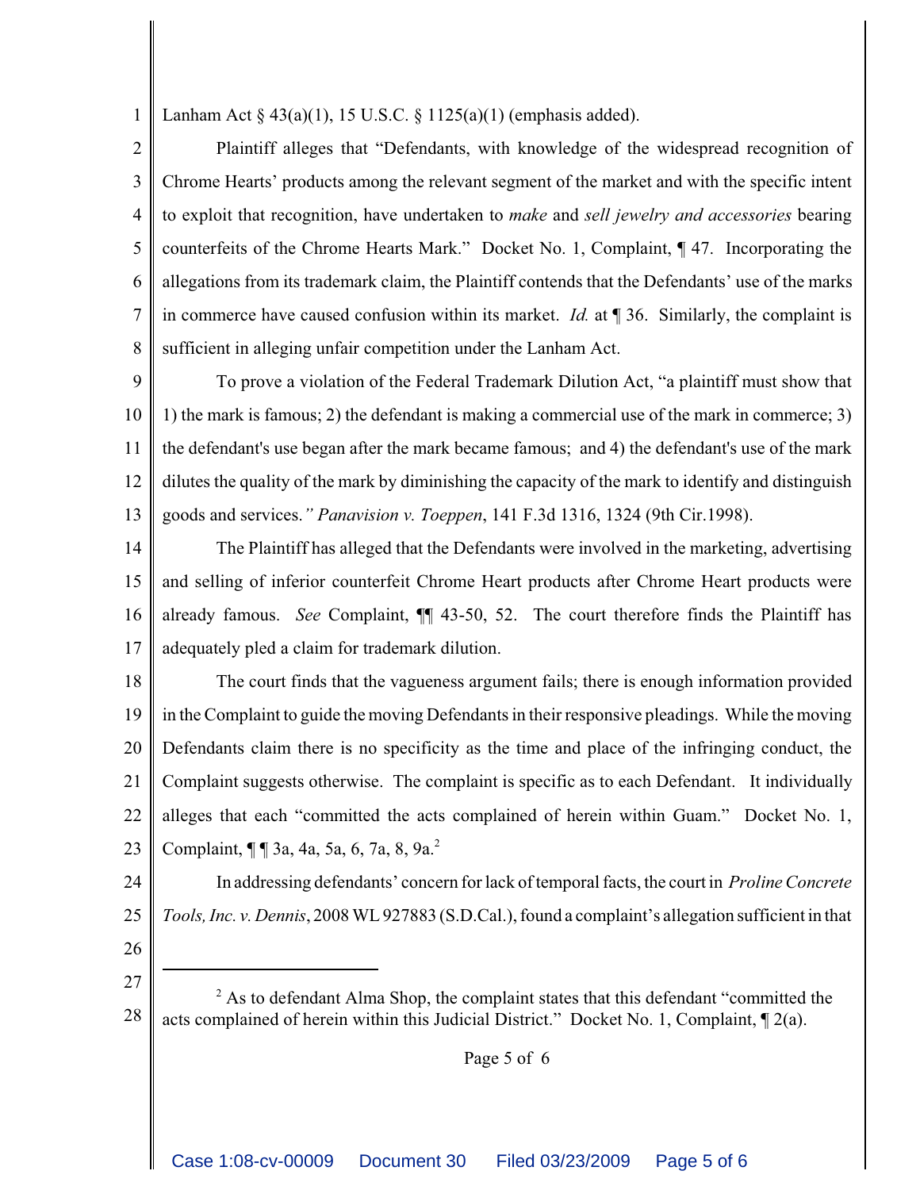Lanham Act § 43(a)(1), 15 U.S.C. § 1125(a)(1) (emphasis added).

Plaintiff alleges that "Defendants, with knowledge of the widespread recognition of Chrome Hearts' products among the relevant segment of the market and with the specific intent to exploit that recognition, have undertaken to *make* and *sell jewelry and accessories* bearing counterfeits of the Chrome Hearts Mark." Docket No. 1, Complaint, ¶ 47. Incorporating the allegations from its trademark claim, the Plaintiff contends that the Defendants' use of the marks in commerce have caused confusion within its market. *Id.* at ¶ 36. Similarly, the complaint is sufficient in alleging unfair competition under the Lanham Act.

To prove a violation of the Federal Trademark Dilution Act, "a plaintiff must show that 1) the mark is famous; 2) the defendant is making a commercial use of the mark in commerce; 3) the defendant's use began after the mark became famous; and 4) the defendant's use of the mark dilutes the quality of the mark by diminishing the capacity of the mark to identify and distinguish goods and services." *Panavision v. Toeppen*, 141 F.3d 1316, 1324 (9th Cir.1998).

The Plaintiff has alleged that the Defendants were involved in the marketing, advertising and selling of inferior counterfeit Chrome Heart products after Chrome Heart products were already famous. *See* Complaint, ¶¶ 43-50, 52. The court therefore finds the Plaintiff has adequately pled a claim for trademark dilution.

The court finds that the vagueness argument fails; there is enough information provided in the Complaint to guide the moving Defendants in their responsive pleadings. While the moving Defendants claim there is no specificity as the time and place of the infringing conduct, the Complaint suggests otherwise. The complaint is specific as to each Defendant. It individually alleges that each "committed the acts complained of herein within Guam." Docket No. 1, Complaint, ¶ ¶ 3a, 4a, 5a, 6, 7a, 8, 9a.[2]

In addressing defendants' concern for lack of temporal facts, the court in *Proline Concrete Tools, Inc. v. Dennis*, 2008 WL 927883 (S.D.Cal.), found a complaint's allegation sufficient in that

[2] As to defendant Alma Shop, the complaint states that this defendant "committed the acts complained of herein within this Judicial District." Docket No. 1, Complaint, ¶ 2(a).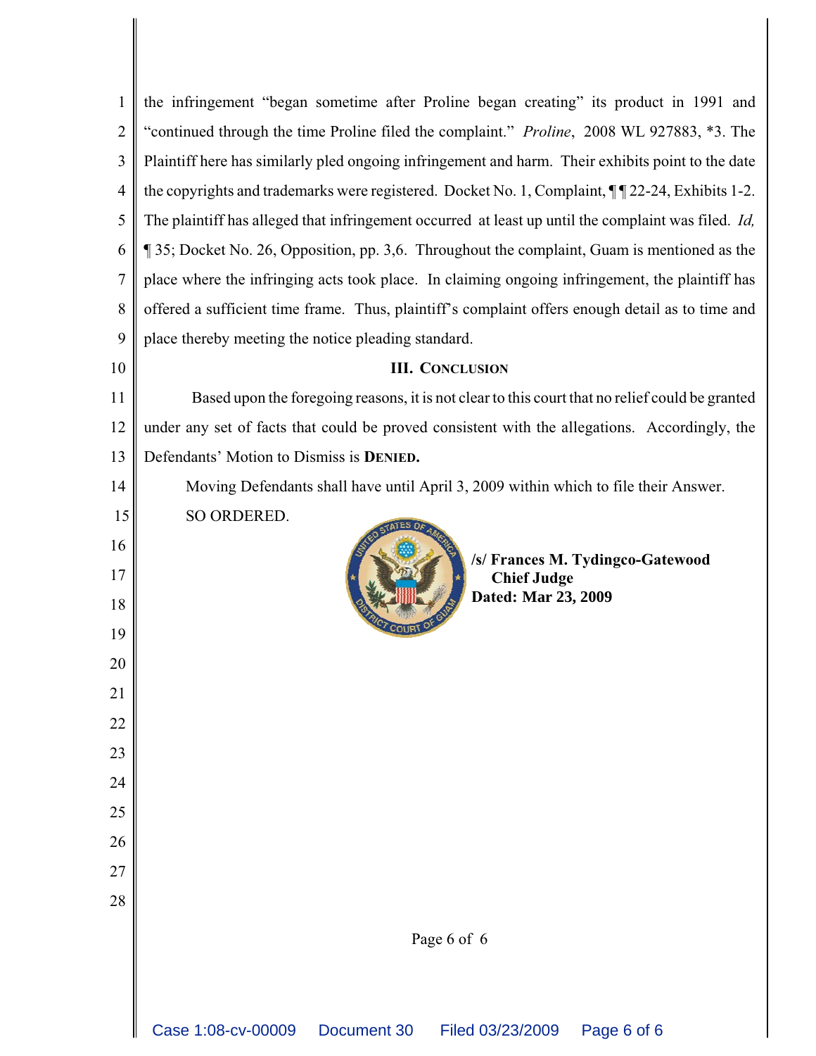the infringement "began sometime after Proline began creating" its product in 1991 and "continued through the time Proline filed the complaint." *Proline*, 2008 WL 927883, *3. The Plaintiff here has similarly pled ongoing infringement and harm. Their exhibits point to the date the copyrights and trademarks were registered. Docket No. 1, Complaint, ¶¶ 22-24, Exhibits 1-2. The plaintiff has alleged that infringement occurred at least up until the complaint was filed. *Id,* ¶ 35; Docket No. 26, Opposition, pp. 3,6. Throughout the complaint, Guam is mentioned as the place where the infringing acts took place. In claiming ongoing infringement, the plaintiff has offered a sufficient time frame. Thus, plaintiff's complaint offers enough detail as to time and place thereby meeting the notice pleading standard.

## III. CONCLUSION

Based upon the foregoing reasons, it is not clear to this court that no relief could be granted under any set of facts that could be proved consistent with the allegations. Accordingly, the Defendants' Motion to Dismiss is **DENIED.**

Moving Defendants shall have until April 3, 2009 within which to file their Answer.

SO ORDERED.

**/s/ Frances M. Tydingco-Gatewood**
**Chief Judge**
**Dated: Mar 23, 2009**